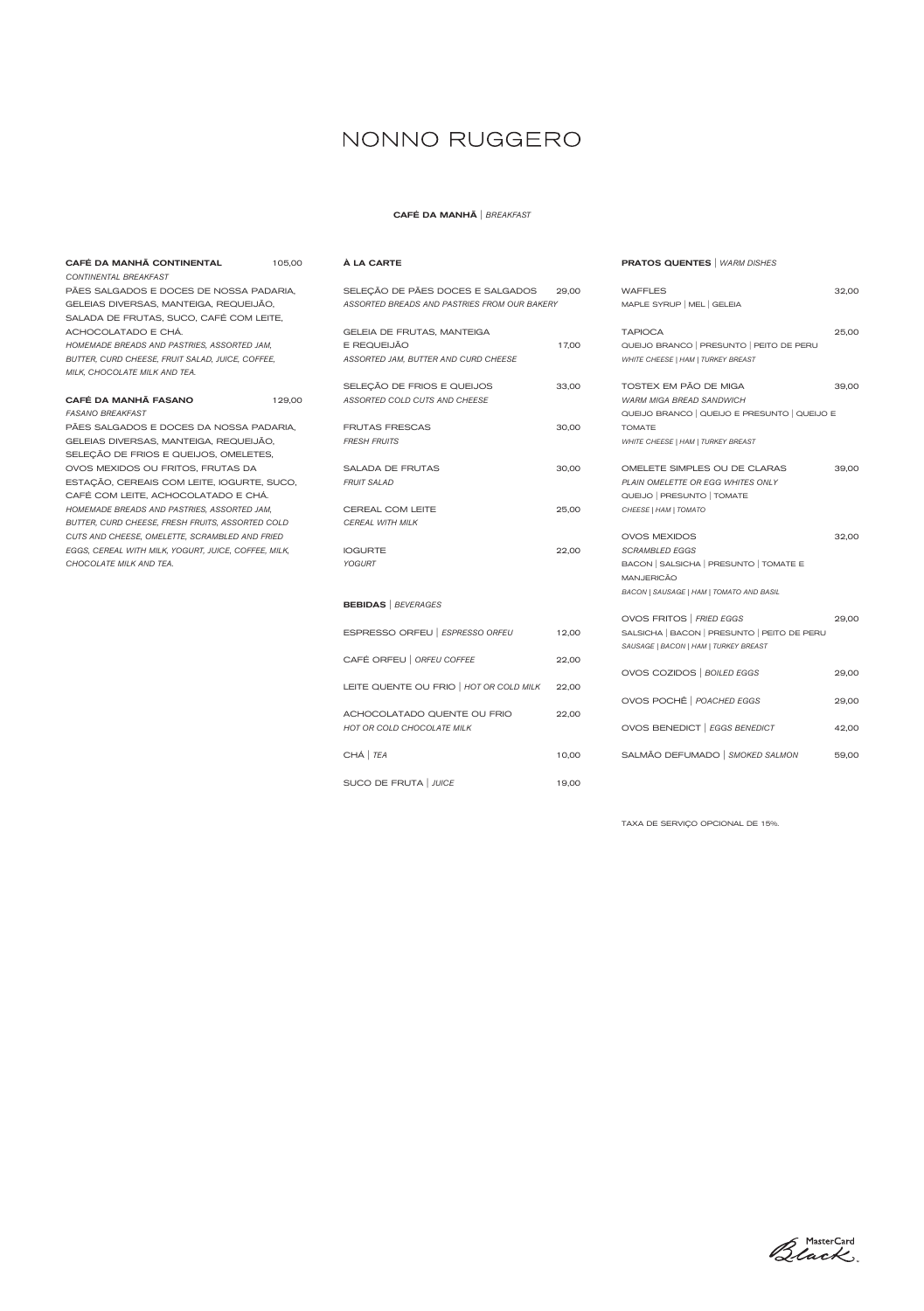# NONNO RUGGERO

## **CAFÉ DA MANHÃ** | *BREAKFAST*

### **CAFÉ DA MANHÃ CONTINENTAL** 105,00

*CONTINENTAL BREAKFAST*

PÃES SALGADOS E DOCES DE NOSSA PADARIA, GELEIAS DIVERSAS, MANTEIGA, REQUEIJÃO, SALADA DE FRUTAS, SUCO, CAFÉ COM LEITE, ACHOCOLATADO E CHÁ.

*HOMEMADE BREADS AND PASTRIES, ASSORTED JAM, BUTTER, CURD CHEESE, FRUIT SALAD, JUICE, COFFEE, MILK, CHOCOLATE MILK AND TEA.*

### **CAFÉ DA MANHÃ FASANO** 129,00

*FASANO BREAKFAST*

PÃES SALGADOS E DOCES DA NOSSA PADARIA, GELEIAS DIVERSAS, MANTEIGA, REQUEIJÃO, SELEÇÃO DE FRIOS E QUEIJOS, OMELETES, OVOS MEXIDOS OU FRITOS, FRUTAS DA ESTAÇÃO, CEREAIS COM LEITE, IOGURTE, SUCO, CAFÉ COM LEITE, ACHOCOLATADO E CHÁ.

*HOMEMADE BREADS AND PASTRIES, ASSORTED JAM, BUTTER, CURD CHEESE, FRESH FRUITS, ASSORTED COLD CUTS AND CHEESE, OMELETTE, SCRAMBLED AND FRIED EGGS, CEREAL WITH MILK, YOGURT, JUICE, COFFEE, MILK, CHOCOLATE MILK AND TEA.*

### **À LA CARTE**

SELEÇÃO DE PÃES DOCES E SALGADOS 29,00
*ASSORTED BREADS AND PASTRIES FROM OUR BAKERY*

GELEIA DE FRUTAS, MANTEIGA E REQUEIJÃO 17,00
*ASSORTED JAM, BUTTER AND CURD CHEESE*

SELEÇÃO DE FRIOS E QUEIJOS 33,00
*ASSORTED COLD CUTS AND CHEESE*

FRUTAS FRESCAS 30,00
*FRESH FRUITS*

SALADA DE FRUTAS 30,00
*FRUIT SALAD*

CEREAL COM LEITE 25,00
*CEREAL WITH MILK*

IOGURTE 22,00
*YOGURT*

### **BEBIDAS** | *BEVERAGES*

ESPRESSO ORFEU | *ESPRESSO ORFEU* 12,00

CAFÉ ORFEU | *ORFEU COFFEE* 22,00

LEITE QUENTE OU FRIO | *HOT OR COLD MILK* 22,00

ACHOCOLATADO QUENTE OU FRIO 22,00
*HOT OR COLD CHOCOLATE MILK*

CHÁ | *TEA* 10,00

SUCO DE FRUTA | *JUICE* 19,00

### **PRATOS QUENTES** | *WARM DISHES*

WAFFLES 32,00
MAPLE SYRUP | MEL | GELEIA

TAPIOCA 25,00
QUEIJO BRANCO | PRESUNTO | PEITO DE PERU
*WHITE CHEESE | HAM | TURKEY BREAST*

TOSTEX EM PÃO DE MIGA 39,00
*WARM MIGA BREAD SANDWICH*
QUEIJO BRANCO | QUEIJO E PRESUNTO | QUEIJO E TOMATE
*WHITE CHEESE | HAM | TURKEY BREAST*

OMELETE SIMPLES OU DE CLARAS 39,00
*PLAIN OMELETTE OR EGG WHITES ONLY*
QUEIJO | PRESUNTO | TOMATE
*CHEESE | HAM | TOMATO*

OVOS MEXIDOS 32,00
*SCRAMBLED EGGS*
BACON | SALSICHA | PRESUNTO | TOMATE E MANJERICÃO
*BACON | SAUSAGE | HAM | TOMATO AND BASIL*

OVOS FRITOS | *FRIED EGGS* 29,00
SALSICHA | BACON | PRESUNTO | PEITO DE PERU
*SAUSAGE | BACON | HAM | TURKEY BREAST*

OVOS COZIDOS | *BOILED EGGS* 29,00

OVOS POCHÊ | *POACHED EGGS* 29,00

OVOS BENEDICT | *EGGS BENEDICT* 42,00

SALMÃO DEFUMADO | *SMOKED SALMON* 59,00

TAXA DE SERVIÇO OPCIONAL DE 15%.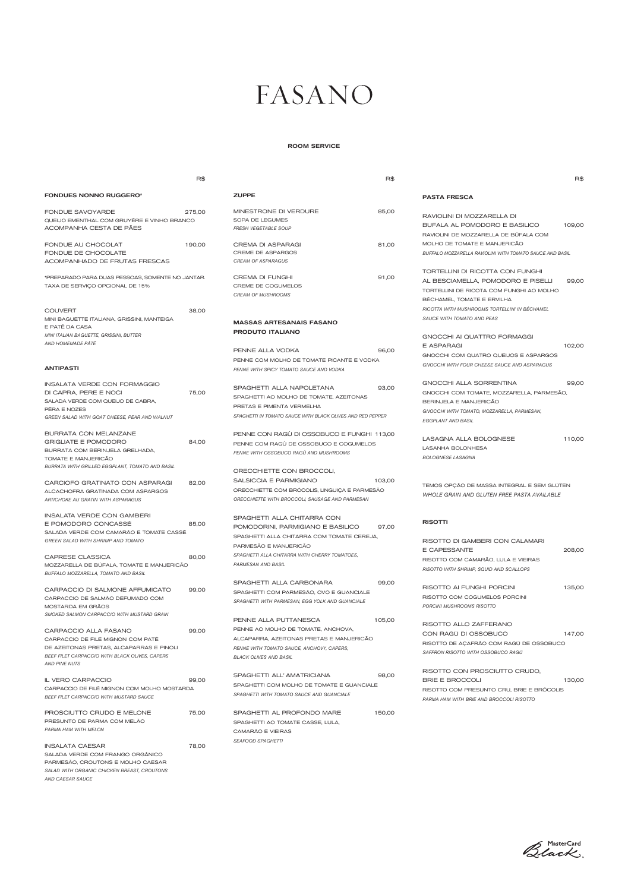# FASANO

**ROOM SERVICE**

R$

**FONDUES NONNO RUGGERO***

FONDUE SAVOYARDE 275,00
QUEIJO EMENTHAL COM GRUYÈRE E VINHO BRANCO ACOMPANHA CESTA DE PÃES

FONDUE AU CHOCOLAT 190,00
FONDUE DE CHOCOLATE
ACOMPANHADO DE FRUTAS FRESCAS

*PREPARADO PARA DUAS PESSOAS, SOMENTE NO JANTAR.
TAXA DE SERVIÇO OPCIONAL DE 15%

COUVERT 38,00
MINI BAGUETTE ITALIANA, GRISSINI, MANTEIGA E PATÊ DA CASA
*MINI ITALIAN BAGUETTE, GRISSINI, BUTTER AND HOMEMADE PÂTÉ*

**ANTIPASTI**

INSALATA VERDE CON FORMAGGIO DI CAPRA, PERE E NOCI 75,00
SALADA VERDE COM QUEIJO DE CABRA, PÊRA E NOZES
*GREEN SALAD WITH GOAT CHEESE, PEAR AND WALNUT*

BURRATA CON MELANZANE GRIGLIATE E POMODORO 84,00
BURRATA COM BERINJELA GRELHADA, TOMATE E MANJERICÃO
*BURRATA WITH GRILLED EGGPLANT, TOMATO AND BASIL*

CARCIOFO GRATINATO CON ASPARAGI 82,00
ALCACHOFRA GRATINADA COM ASPARGOS
*ARTICHOKE AU GRATIN WITH ASPARAGUS*

INSALATA VERDE CON GAMBERI E POMODORO CONCASSÈ 85,00
SALADA VERDE COM CAMARÃO E TOMATE CASSÊ
*GREEN SALAD WITH SHRIMP AND TOMATO*

CAPRESE CLASSICA 80,00
MOZZARELLA DE BÚFALA, TOMATE E MANJERICÃO
*BUFFALO MOZZARELLA, TOMATO AND BASIL*

CARPACCIO DI SALMONE AFFUMICATO 99,00
CARPACCIO DE SALMÃO DEFUMADO COM MOSTARDA EM GRÃOS
*SMOKED SALMON CARPACCIO WITH MUSTARD GRAIN*

CARPACCIO ALLA FASANO 99,00
CARPACCIO DE FILÉ MIGNON COM PATÊ DE AZEITONAS PRETAS, ALCAPARRAS E PINOLI
*BEEF FILET CARPACCIO WITH BLACK OLIVES, CAPERS AND PINE NUTS*

IL VERO CARPACCIO 99,00
CARPACCIO DE FILÉ MIGNON COM MOLHO MOSTARDA
*BEEF FILET CARPACCIO WITH MUSTARD SAUCE*

PROSCIUTTO CRUDO E MELONE 75,00
PRESUNTO DE PARMA COM MELÃO
*PARMA HAM WITH MELON*

INSALATA CAESAR 78,00
SALADA VERDE COM FRANGO ORGÂNICO PARMESÃO, CROUTONS E MOLHO CAESAR
*SALAD WITH ORGANIC CHICKEN BREAST, CROUTONS AND CAESAR SAUCE*

R$

**ZUPPE**

MINESTRONE DI VERDURE 85,00
SOPA DE LEGUMES
*FRESH VEGETABLE SOUP*

CREMA DI ASPARAGI 81,00
CREME DE ASPARGOS
*CREAM OF ASPARAGUS*

CREMA DI FUNGHI 91,00
CREME DE COGUMELOS
*CREAM OF MUSHROOMS*

**MASSAS ARTESANAIS FASANO PRODUTO ITALIANO**

PENNE ALLA VODKA 96,00
PENNE COM MOLHO DE TOMATE PICANTE E VODKA
*PENNE WITH SPICY TOMATO SAUCE AND VODKA*

SPAGHETTI ALLA NAPOLETANA 93,00
SPAGHETTI AO MOLHO DE TOMATE, AZEITONAS PRETAS E PIMENTA VERMELHA
*SPAGHETTI IN TOMATO SAUCE WITH BLACK OLIVES AND RED PEPPER*

PENNE CON RAGÙ DI OSSOBUCO E FUNGHI 113,00
PENNE COM RAGÙ DE OSSOBUCO E COGUMELOS
*PENNE WITH OSSOBUCO RAGÙ AND MUSHROOMS*

ORECCHIETTE CON BROCCOLI, SALSICCIA E PARMIGIANO 103,00
ORECCHIETTE COM BRÓCOLIS, LINGUIÇA E PARMESÃO
*ORECCHIETTE WITH BROCCOLI, SAUSAGE AND PARMESAN*

SPAGHETTI ALLA CHITARRA CON POMODORINI, PARMIGIANO E BASILICO 97,00
SPAGHETTI ALLA CHITARRA COM TOMATE CEREJA, PARMESÃO E MANJERICÃO
*SPAGHETTI ALLA CHITARRA WITH CHERRY TOMATOES, PARMESAN AND BASIL*

SPAGHETTI ALLA CARBONARA 99,00
SPAGHETTI COM PARMESÃO, OVO E GUANCIALE
*SPAGHETTI WITH PARMESAN, EGG YOLK AND GUANCIALE*

PENNE ALLA PUTTANESCA 105,00
PENNE AO MOLHO DE TOMATE, ANCHOVA, ALCAPARRA, AZEITONAS PRETAS E MANJERICÃO
*PENNE WITH TOMATO SAUCE, ANCHOVY, CAPERS, BLACK OLIVES AND BASIL*

SPAGHETTI ALL' AMATRICIANA 98,00
SPAGHETTI COM MOLHO DE TOMATE E GUANCIALE
*SPAGHETTI WITH TOMATO SAUCE AND GUANCIALE*

SPAGHETTI AL PROFONDO MARE 150,00
SPAGHETTI AO TOMATE CASSE, LULA, CAMARÃO E VIEIRAS
*SEAFOOD SPAGHETTI*

R$

**PASTA FRESCA**

RAVIOLINI DI MOZZARELLA DI BUFALA AL POMODORO E BASILICO 109,00
RAVIOLINI DE MOZZARELLA DE BÚFALA COM MOLHO DE TOMATE E MANJERICÃO
*BUFFALO MOZZARELLA RAVIOLINI WITH TOMATO SAUCE AND BASIL*

TORTELLINI DI RICOTTA CON FUNGHI AL BESCIAMELLA, POMODORO E PISELLI 99,00
TORTELLINI DE RICOTA COM FUNGHI AO MOLHO BÉCHAMEL, TOMATE E ERVILHA
*RICOTTA WITH MUSHROOMS TORTELLINI IN BÉCHAMEL SAUCE WITH TOMATO AND PEAS*

GNOCCHI AI QUATTRO FORMAGGI E ASPARAGI 102,00
GNOCCHI COM QUATRO QUEIJOS E ASPARGOS
*GNOCCHI WITH FOUR CHEESE SAUCE AND ASPARAGUS*

GNOCCHI ALLA SORRENTINA 99,00
GNOCCHI COM TOMATE, MOZZARELLA, PARMESÃO, BERINJELA E MANJERICÃO
*GNOCCHI WITH TOMATO, MOZZARELLA, PARMESAN, EGGPLANT AND BASIL*

LASAGNA ALLA BOLOGNESE 110,00
LASANHA BOLONHESA
*BOLOGNESE LASAGNA*

TEMOS OPÇÃO DE MASSA INTEGRAL E SEM GLÚTEN
*WHOLE GRAIN AND GLUTEN FREE PASTA AVAILABLE*

**RISOTTI**

RISOTTO DI GAMBERI CON CALAMARI E CAPESSANTE 208,00
RISOTTO COM CAMARÃO, LULA E VIEIRAS
*RISOTTO WITH SHRIMP, SQUID AND SCALLOPS*

RISOTTO AI FUNGHI PORCINI 135,00
RISOTTO COM COGUMELOS PORCINI
*PORCINI MUSHROOMS RISOTTO*

RISOTTO ALLO ZAFFERANO CON RAGÙ DI OSSOBUCO 147,00
RISOTTO DE AÇAFRÃO COM RAGÙ DE OSSOBUCO
*SAFFRON RISOTTO WITH OSSOBUCO RAGÙ*

RISOTTO CON PROSCIUTTO CRUDO, BRIE E BROCCOLI 130,00
RISOTTO COM PRESUNTO CRU, BRIE E BRÓCOLIS
*PARMA HAM WITH BRIE AND BROCCOLI RISOTTO*

MasterCard Black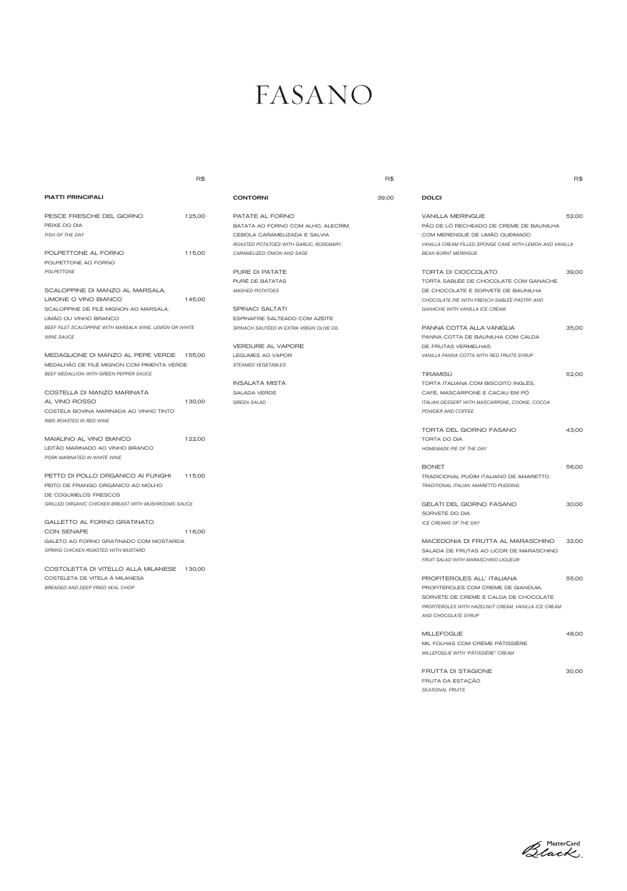# FASANO

## PIATTI PRINCIPALI

R$

**PESCE FRESCHE DEL GIORNO** — 125,00
PEIXE DO DIA
*FISH OF THE DAY*

**POLPETTONE AL FORNO** — 115,00
POLPETTONE AO FORNO
*POLPETTONE*

**SCALOPPINE DI MANZO AL MARSALA, LIMONE O VINO BIANCO** — 145,00
SCALOPPINE DE FILÉ MIGNON AO MARSALA, LIMÃO OU VINHO BRANCO
*BEEF FILET SCALOPPINE WITH MARSALA WINE, LEMON OR WHITE WINE SAUCE*

**MEDAGLIONE DI MANZO AL PEPE VERDE** — 155,00
MEDALHÃO DE FILÉ MIGNON COM PIMENTA VERDE
*BEEF MEDALLION WITH GREEN PEPPER SAUCE*

**COSTELLA DI MANZO MARINATA AL VINO ROSSO** — 130,00
COSTELA BOVINA MARINADA AO VINHO TINTO
*RIBS ROASTED IN RED WINE*

**MAIALINO AL VINO BIANCO** — 122,00
LEITÃO MARINADO AO VINHO BRANCO
*PORK MARINATED IN WHITE WINE*

**PETTO DI POLLO ORGANICO AI FUNGHI** — 115,00
PEITO DE FRANGO ORGÂNICO AO MOLHO DE COGUMELOS FRESCOS
*GRILLED ORGANIC CHICKEN BREAST WITH MUSHROOMS SAUCE*

**GALLETTO AL FORNO GRATINATO CON SENAPE** — 116,00
GALETO AO FORNO GRATINADO COM MOSTARDA
*SPRING CHICKEN ROASTED WITH MUSTARD*

**COSTOLETTA DI VITELLO ALLA MILANESE** — 130,00
COSTELETA DE VITELA À MILANESA
*BREADED AND DEEP FRIED VEAL CHOP*

## CONTORNI

R$ 39,00

**PATATE AL FORNO**
BATATA AO FORNO COM ALHO, ALECRIM, CEBOLA CARAMELIZADA E SALVIA
*ROASTED POTATOES WITH GARLIC, ROSEMARY, CARAMELIZED ONION AND SAGE*

**PURE DI PATATE**
PURÊ DE BATATAS
*MASHED POTATOES*

**SPINACI SALTATI**
ESPINAFRE SALTEADO COM AZEITE
*SPINACH SAUTÉED IN EXTRA VIRGIN OLIVE OIL*

**VERDURE AL VAPORE**
LEGUMES AO VAPOR
*STEAMED VEGETABLES*

**INSALATA MISTA**
SALADA VERDE
*GREEN SALAD*

## DOLCI

R$

**VANILLA MERINGUE** — 52,00
PÃO DE LÓ RECHEADO DE CREME DE BAUNILHA COM MERENGUE DE LIMÃO QUEIMADO
*VANILLA CREAM FILLED SPONGE CAKE WITH LEMON AND VANILLA BEAN BURNT MERINGUE*

**TORTA DI CIOCCOLATO** — 39,00
TORTA SABLÉE DE CHOCOLATE COM GANACHE DE CHOCOLATE E SORVETE DE BAUNILHA
*CHOCOLATE PIE WITH FRENCH SABLÉE PASTRY AND GANACHE WITH VANILLA ICE CREAM*

**PANNA COTTA ALLA VANIGLIA** — 35,00
PANNA COTTA DE BAUNILHA COM CALDA DE FRUTAS VERMELHAS
*VANILLA PANNA COTTA WITH RED FRUITS SYRUP*

**TIRAMISÙ** — 52,00
TORTA ITALIANA COM BISCOITO INGLÊS, CAFÉ, MASCARPONE E CACAU EM PÓ
*ITALIAN DESSERT WITH MASCARPONE, COOKIE, COCOA POWDER AND COFFEE*

**TORTA DEL GIORNO FASANO** — 43,00
TORTA DO DIA
*HOMEMADE PIE OF THE DAY*

**BONET** — 56,00
TRADICIONAL PUDIM ITALIANO DE AMARETTO
*TRADITIONAL ITALIAN AMARETTO PUDDING*

**GELATI DEL GIORNO FASANO** — 30,00
SORVETE DO DIA
*ICE CREAMS OF THE DAY*

**MACEDONIA DI FRUTTA AL MARASCHINO** — 32,00
SALADA DE FRUTAS AO LICOR DE MARASCHINO
*FRUIT SALAD WITH MARASCHINO LIQUEUR*

**PROFITEROLES ALL' ITALIANA** — 55,00
PROFITEROLES COM CREME DE GIANDUIA, SORVETE DE CREME E CALDA DE CHOCOLATE
*PROFITEROLES WITH HAZELNUT CREAM, VANILLA ICE CREAM AND CHOCOLATE SYRUP*

**MILLEFOGLIE** — 48,00
MIL FOLHAS COM CRÈME PÂTISSIÈRE
*MILLEFOGLIE WITH "PÂTISSIÈRE" CREAM*

**FRUTTA DI STAGIONE** — 30,00
FRUTA DA ESTAÇÃO
*SEASONAL FRUITS*

MasterCard Black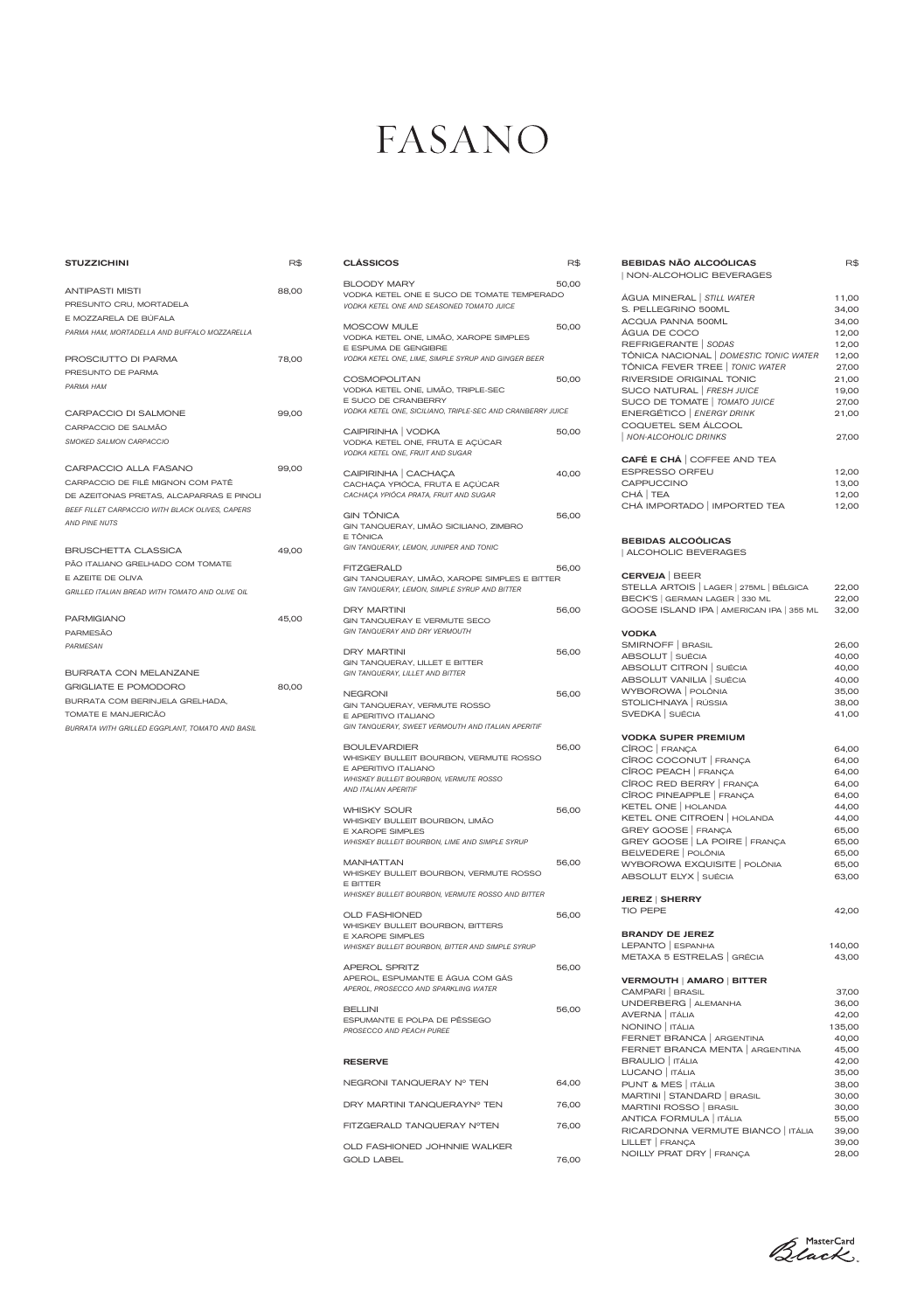# FASANO

## STUZZICHINI

| | R$ |
|---|---|
| ANTIPASTI MISTI<br>PRESUNTO CRU, MORTADELA E MOZZARELA DE BÚFALA<br>*PARMA HAM, MORTADELLA AND BUFFALO MOZZARELLA* | 88,00 |
| PROSCIUTTO DI PARMA<br>PRESUNTO DE PARMA<br>*PARMA HAM* | 78,00 |
| CARPACCIO DI SALMONE<br>CARPACCIO DE SALMÃO<br>*SMOKED SALMON CARPACCIO* | 99,00 |
| CARPACCIO ALLA FASANO<br>CARPACCIO DE FILÉ MIGNON COM PATÊ DE AZEITONAS PRETAS, ALCAPARRAS E PINOLI<br>*BEEF FILLET CARPACCIO WITH BLACK OLIVES, CAPERS AND PINE NUTS* | 99,00 |
| BRUSCHETTA CLASSICA<br>PÃO ITALIANO GRELHADO COM TOMATE E AZEITE DE OLIVA<br>*GRILLED ITALIAN BREAD WITH TOMATO AND OLIVE OIL* | 49,00 |
| PARMIGIANO<br>PARMESÃO<br>*PARMESAN* | 45,00 |
| BURRATA CON MELANZANE GRIGLIATE E POMODORO<br>BURRATA COM BERINJELA GRELHADA, TOMATE E MANJERICÃO<br>*BURRATA WITH GRILLED EGGPLANT, TOMATO AND BASIL* | 80,00 |

## CLÁSSICOS

| | R$ |
|---|---|
| BLOODY MARY<br>VODKA KETEL ONE E SUCO DE TOMATE TEMPERADO<br>*VODKA KETEL ONE AND SEASONED TOMATO JUICE* | 50,00 |
| MOSCOW MULE<br>VODKA KETEL ONE, LIMÃO, XAROPE SIMPLES E ESPUMA DE GENGIBRE<br>*VODKA KETEL ONE, LIME, SIMPLE SYRUP AND GINGER BEER* | 50,00 |
| COSMOPOLITAN<br>VODKA KETEL ONE, LIMÃO, TRIPLE-SEC E SUCO DE CRANBERRY<br>*VODKA KETEL ONE, SICILIANO, TRIPLE-SEC AND CRANBERRY JUICE* | 50,00 |
| CAIPIRINHA \| VODKA<br>VODKA KETEL ONE, FRUTA E AÇÚCAR<br>*VODKA KETEL ONE, FRUIT AND SUGAR* | 50,00 |
| CAIPIRINHA \| CACHAÇA<br>CACHAÇA YPIÓCA, FRUTA E AÇÚCAR<br>*CACHAÇA YPIÓCA PRATA, FRUIT AND SUGAR* | 40,00 |
| GIN TÔNICA<br>GIN TANQUERAY, LIMÃO SICILIANO, ZIMBRO E TÔNICA<br>*GIN TANQUERAY, LEMON, JUNIPER AND TONIC* | 56,00 |
| FITZGERALD<br>GIN TANQUERAY, LIMÃO, XAROPE SIMPLES E BITTER<br>*GIN TANQUERAY, LEMON, SIMPLE SYRUP AND BITTER* | 56,00 |
| DRY MARTINI<br>GIN TANQUERAY E VERMUTE SECO<br>*GIN TANQUERAY AND DRY VERMOUTH* | 56,00 |
| DRY MARTINI<br>GIN TANQUERAY, LILLET E BITTER<br>*GIN TANQUERAY, LILLET AND BITTER* | 56,00 |
| NEGRONI<br>GIN TANQUERAY, VERMUTE ROSSO E APERITIVO ITALIANO<br>*GIN TANQUERAY, SWEET VERMOUTH AND ITALIAN APERITIF* | 56,00 |
| BOULEVARDIER<br>WHISKEY BULLEIT BOURBON, VERMUTE ROSSO E APERITIVO ITALIANO<br>*WHISKEY BULLEIT BOURBON, VERMUTE ROSSO AND ITALIAN APERITIF* | 56,00 |
| WHISKY SOUR<br>WHISKEY BULLEIT BOURBON, LIMÃO E XAROPE SIMPLES<br>*WHISKEY BULLEIT BOURBON, LIME AND SIMPLE SYRUP* | 56,00 |
| MANHATTAN<br>WHISKEY BULLEIT BOURBON, VERMUTE ROSSO E BITTER<br>*WHISKEY BULLEIT BOURBON, VERMUTE ROSSO AND BITTER* | 56,00 |
| OLD FASHIONED<br>WHISKEY BULLEIT BOURBON, BITTERS E XAROPE SIMPLES<br>*WHISKEY BULLEIT BOURBON, BITTER AND SIMPLE SYRUP* | 56,00 |
| APEROL SPRITZ<br>APEROL, ESPUMANTE E ÁGUA COM GÁS<br>*APEROL, PROSECCO AND SPARKLING WATER* | 56,00 |
| BELLINI<br>ESPUMANTE E POLPA DE PÊSSEGO<br>*PROSECCO AND PEACH PUREE* | 56,00 |

## RESERVE

| | |
|---|---|
| NEGRONI TANQUERAY Nº TEN | 64,00 |
| DRY MARTINI TANQUERAYNº TEN | 76,00 |
| FITZGERALD TANQUERAY NºTEN | 76,00 |
| OLD FASHIONED JOHNNIE WALKER GOLD LABEL | 76,00 |

## BEBIDAS NÃO ALCOÓLICAS | NON-ALCOHOLIC BEVERAGES

| | R$ |
|---|---|
| ÁGUA MINERAL \| *STILL WATER* | 11,00 |
| S. PELLEGRINO 500ML | 34,00 |
| ACQUA PANNA 500ML | 34,00 |
| ÁGUA DE COCO | 12,00 |
| REFRIGERANTE \| *SODAS* | 12,00 |
| TÔNICA NACIONAL \| *DOMESTIC TONIC WATER* | 12,00 |
| TÔNICA FEVER TREE \| *TONIC WATER* | 27,00 |
| RIVERSIDE ORIGINAL TONIC | 21,00 |
| SUCO NATURAL \| *FRESH JUICE* | 19,00 |
| SUCO DE TOMATE \| *TOMATO JUICE* | 27,00 |
| ENERGÉTICO \| *ENERGY DRINK* | 21,00 |
| COQUETEL SEM ÁLCOOL \| *NON-ALCOHOLIC DRINKS* | 27,00 |

### CAFÉ E CHÁ | COFFEE AND TEA

| | |
|---|---|
| ESPRESSO ORFEU | 12,00 |
| CAPPUCCINO | 13,00 |
| CHÁ \| TEA | 12,00 |
| CHÁ IMPORTADO \| IMPORTED TEA | 12,00 |

## BEBIDAS ALCOÓLICAS | ALCOHOLIC BEVERAGES

### CERVEJA | BEER

| | |
|---|---|
| STELLA ARTOIS \| LAGER \| 275ML \| BÉLGICA | 22,00 |
| BECK'S \| GERMAN LAGER \| 330 ML | 22,00 |
| GOOSE ISLAND IPA \| AMERICAN IPA \| 355 ML | 32,00 |

### VODKA

| | |
|---|---|
| SMIRNOFF \| BRASIL | 26,00 |
| ABSOLUT \| SUÉCIA | 40,00 |
| ABSOLUT CITRON \| SUÉCIA | 40,00 |
| ABSOLUT VANILIA \| SUÉCIA | 40,00 |
| WYBOROWA \| POLÔNIA | 35,00 |
| STOLICHNAYA \| RÚSSIA | 38,00 |
| SVEDKA \| SUÉCIA | 41,00 |

### VODKA SUPER PREMIUM

| | |
|---|---|
| CÎROC \| FRANÇA | 64,00 |
| CÎROC COCONUT \| FRANÇA | 64,00 |
| CÎROC PEACH \| FRANÇA | 64,00 |
| CÎROC RED BERRY \| FRANÇA | 64,00 |
| CÎROC PINEAPPLE \| FRANÇA | 64,00 |
| KETEL ONE \| HOLANDA | 44,00 |
| KETEL ONE CITROEN \| HOLANDA | 44,00 |
| GREY GOOSE \| FRANÇA | 65,00 |
| GREY GOOSE \| LA POIRE \| FRANÇA | 65,00 |
| BELVEDERE \| POLÔNIA | 65,00 |
| WYBOROWA EXQUISITE \| POLÔNIA | 65,00 |
| ABSOLUT ELYX \| SUÉCIA | 63,00 |

### JEREZ | SHERRY

| | |
|---|---|
| TIO PEPE | 42,00 |

### BRANDY DE JEREZ

| | |
|---|---|
| LEPANTO \| ESPANHA | 140,00 |
| METAXA 5 ESTRELAS \| GRÉCIA | 43,00 |

### VERMOUTH | AMARO | BITTER

| | |
|---|---|
| CAMPARI \| BRASIL | 37,00 |
| UNDERBERG \| ALEMANHA | 36,00 |
| AVERNA \| ITÁLIA | 42,00 |
| NONINO \| ITÁLIA | 135,00 |
| FERNET BRANCA \| ARGENTINA | 40,00 |
| FERNET BRANCA MENTA \| ARGENTINA | 45,00 |
| BRAULIO \| ITÁLIA | 42,00 |
| LUCANO \| ITÁLIA | 35,00 |
| PUNT & MES \| ITÁLIA | 38,00 |
| MARTINI \| STANDARD \| BRASIL | 30,00 |
| MARTINI ROSSO \| BRASIL | 30,00 |
| ANTICA FORMULA \| ITÁLIA | 55,00 |
| RICARDONNA VERMUTE BIANCO \| ITÁLIA | 39,00 |
| LILLET \| FRANÇA | 39,00 |
| NOILLY PRAT DRY \| FRANÇA | 28,00 |

MasterCard Black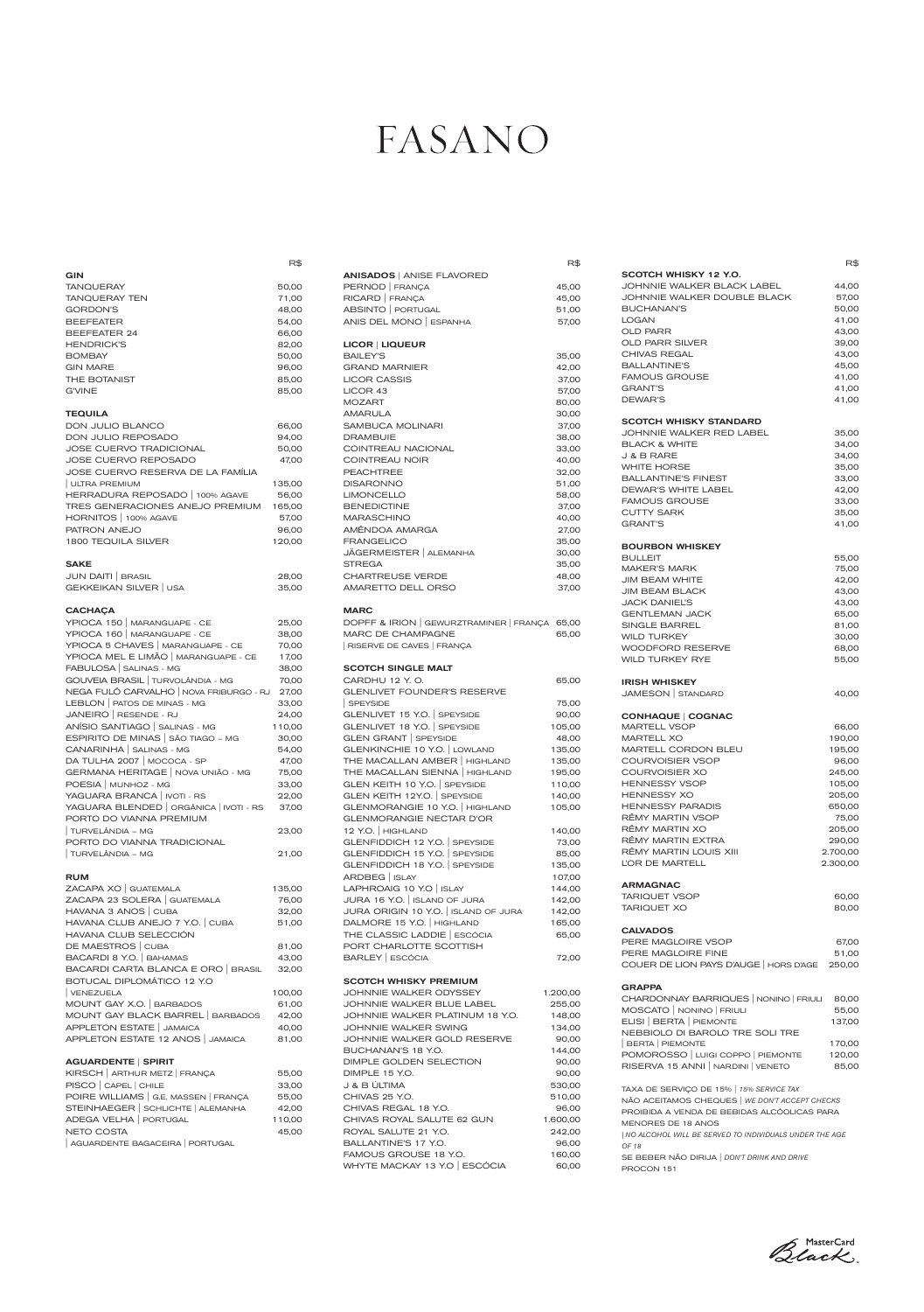# FASANO

R$

## GIN

| | R$ |
|---|---|
| TANQUERAY | 50,00 |
| TANQUERAY TEN | 71,00 |
| GORDON'S | 48,00 |
| BEEFEATER | 54,00 |
| BEEFEATER 24 | 66,00 |
| HENDRICK'S | 82,00 |
| BOMBAY | 50,00 |
| GIN MARE | 96,00 |
| THE BOTANIST | 85,00 |
| G'VINE | 85,00 |

## TEQUILA

| | R$ |
|---|---|
| DON JULIO BLANCO | 66,00 |
| DON JULIO REPOSADO | 94,00 |
| JOSE CUERVO TRADICIONAL | 50,00 |
| JOSE CUERVO REPOSADO | 47,00 |
| JOSE CUERVO RESERVA DE LA FAMÍLIA \| ULTRA PREMIUM | 135,00 |
| HERRADURA REPOSADO \| 100% AGAVE | 56,00 |
| TRES GENERACIONES ANEJO PREMIUM | 165,00 |
| HORNITOS \| 100% AGAVE | 57,00 |
| PATRON ANEJO | 96,00 |
| 1800 TEQUILA SILVER | 120,00 |

## SAKE

| | R$ |
|---|---|
| JUN DAITI \| BRASIL | 28,00 |
| GEKKEIKAN SILVER \| USA | 35,00 |

## CACHAÇA

| | R$ |
|---|---|
| YPIOCA 150 \| MARANGUAPE - CE | 25,00 |
| YPIOCA 160 \| MARANGUAPE - CE | 38,00 |
| YPIOCA 5 CHAVES \| MARANGUAPE - CE | 70,00 |
| YPIOCA MEL E LIMÃO \| MARANGUAPE - CE | 17,00 |
| FABULOSA \| SALINAS - MG | 38,00 |
| GOUVEIA BRASIL \| TURVOLÂNDIA - MG | 70,00 |
| NEGA FULÔ CARVALHO \| NOVA FRIBURGO - RJ | 27,00 |
| LEBLON \| PATOS DE MINAS - MG | 33,00 |
| JANEIRO \| RESENDE - RJ | 24,00 |
| ANÍSIO SANTIAGO \| SALINAS - MG | 110,00 |
| ESPIRITO DE MINAS \| SÃO TIAGO – MG | 30,00 |
| CANARINHA \| SALINAS - MG | 54,00 |
| DA TULHA 2007 \| MOCOCA - SP | 47,00 |
| GERMANA HERITAGE \| NOVA UNIÃO - MG | 75,00 |
| POESIA \| MUNHOZ - MG | 33,00 |
| YAGUARA BRANCA \| IVOTI - RS | 22,00 |
| YAGUARA BLENDED \| ORGÂNICA \| IVOTI - RS | 37,00 |
| PORTO DO VIANNA PREMIUM \| TURVELÂNDIA – MG | 23,00 |
| PORTO DO VIANNA TRADICIONAL \| TURVELÂNDIA – MG | 21,00 |

## RUM

| | R$ |
|---|---|
| ZACAPA XO \| GUATEMALA | 135,00 |
| ZACAPA 23 SOLERA \| GUATEMALA | 76,00 |
| HAVANA 3 ANOS \| CUBA | 32,00 |
| HAVANA CLUB ANEJO 7 Y.O. \| CUBA | 51,00 |
| HAVANA CLUB SELECCIÓN DE MAESTROS \| CUBA | 81,00 |
| BACARDI 8 Y.O. \| BAHAMAS | 43,00 |
| BACARDI CARTA BLANCA E ORO \| BRASIL | 32,00 |
| BOTUCAL DIPLOMÁTICO 12 Y.O \| VENEZUELA | 100,00 |
| MOUNT GAY X.O. \| BARBADOS | 61,00 |
| MOUNT GAY BLACK BARREL \| BARBADOS | 42,00 |
| APPLETON ESTATE \| JAMAICA | 40,00 |
| APPLETON ESTATE 12 ANOS \| JAMAICA | 81,00 |

## AGUARDENTE | SPIRIT

| | R$ |
|---|---|
| KIRSCH \| ARTHUR METZ \| FRANÇA | 55,00 |
| PISCO \| CAPEL \| CHILE | 33,00 |
| POIRE WILLIAMS \| G.E. MASSEN \| FRANÇA | 55,00 |
| STEINHAEGER \| SCHLICHTE \| ALEMANHA | 42,00 |
| ADEGA VELHA \| PORTUGAL | 110,00 |
| NETO COSTA \| AGUARDENTE BAGACEIRA \| PORTUGAL | 45,00 |

## ANISADOS | ANISE FLAVORED

| | R$ |
|---|---|
| PERNOD \| FRANÇA | 45,00 |
| RICARD \| FRANÇA | 45,00 |
| ABSINTO \| PORTUGAL | 51,00 |
| ANIS DEL MONO \| ESPANHA | 57,00 |

## LICOR | LIQUEUR

| | R$ |
|---|---|
| BAILEY'S | 35,00 |
| GRAND MARNIER | 42,00 |
| LICOR CASSIS | 37,00 |
| LICOR 43 | 57,00 |
| MOZART | 80,00 |
| AMARULA | 30,00 |
| SAMBUCA MOLINARI | 37,00 |
| DRAMBUIE | 38,00 |
| COINTREAU NACIONAL | 33,00 |
| COINTREAU NOIR | 40,00 |
| PEACHTREE | 32,00 |
| DISARONNO | 51,00 |
| LIMONCELLO | 58,00 |
| BENEDICTINE | 37,00 |
| MARASCHINO | 40,00 |
| AMÊNDOA AMARGA | 27,00 |
| FRANGELICO | 35,00 |
| JÄGERMEISTER \| ALEMANHA | 30,00 |
| STREGA | 35,00 |
| CHARTREUSE VERDE | 48,00 |
| AMARETTO DELL ORSO | 37,00 |

## MARC

| | R$ |
|---|---|
| DOPFF & IRION \| GEWURZTRAMINER \| FRANÇA | 65,00 |
| MARC DE CHAMPAGNE \| RISERVE DE CAVES \| FRANÇA | 65,00 |

## SCOTCH SINGLE MALT

| | R$ |
|---|---|
| CARDHU 12 Y. O. | 65,00 |
| GLENLIVET FOUNDER'S RESERVE \| SPEYSIDE | 75,00 |
| GLENLIVET 15 Y.O. \| SPEYSIDE | 90,00 |
| GLENLIVET 18 Y.O. \| SPEYSIDE | 105,00 |
| GLEN GRANT \| SPEYSIDE | 48,00 |
| GLENKINCHIE 10 Y.O. \| LOWLAND | 135,00 |
| THE MACALLAN AMBER \| HIGHLAND | 135,00 |
| THE MACALLAN SIENNA \| HIGHLAND | 195,00 |
| GLEN KEITH 10 Y.O. \| SPEYSIDE | 110,00 |
| GLEN KEITH 12Y.O. \| SPEYSIDE | 140,00 |
| GLENMORANGIE 10 Y.O. \| HIGHLAND | 105,00 |
| GLENMORANGIE NECTAR D'OR 12 Y.O. \| HIGHLAND | 140,00 |
| GLENFIDDICH 12 Y.O. \| SPEYSIDE | 73,00 |
| GLENFIDDICH 15 Y.O. \| SPEYSIDE | 85,00 |
| GLENFIDDICH 18 Y.O. \| SPEYSIDE | 135,00 |
| ARDBEG \| ISLAY | 107,00 |
| LAPHROAIG 10 Y.O \| ISLAY | 144,00 |
| JURA 16 Y.O. \| ISLAND OF JURA | 142,00 |
| JURA ORIGIN 10 Y.O. \| ISLAND OF JURA | 142,00 |
| DALMORE 15 Y.O. \| HIGHLAND | 165,00 |
| THE CLASSIC LADDIE \| ESCÓCIA | 65,00 |
| PORT CHARLOTTE SCOTTISH BARLEY \| ESCÓCIA | 72,00 |

## SCOTCH WHISKY PREMIUM

| | R$ |
|---|---|
| JOHNNIE WALKER ODYSSEY | 1.200,00 |
| JOHNNIE WALKER BLUE LABEL | 255,00 |
| JOHNNIE WALKER PLATINUM 18 Y.O. | 148,00 |
| JOHNNIE WALKER SWING | 134,00 |
| JOHNNIE WALKER GOLD RESERVE | 90,00 |
| BUCHANAN'S 18 Y.O. | 144,00 |
| DIMPLE GOLDEN SELECTION | 90,00 |
| DIMPLE 15 Y.O. | 90,00 |
| J & B ÚLTIMA | 530,00 |
| CHIVAS 25 Y.O. | 510,00 |
| CHIVAS REGAL 18 Y.O. | 96,00 |
| CHIVAS ROYAL SALUTE 62 GUN | 1.600,00 |
| ROYAL SALUTE 21 Y.O. | 242,00 |
| BALLANTINE'S 17 Y.O. | 96,00 |
| FAMOUS GROUSE 18 Y.O. | 160,00 |
| WHYTE MACKAY 13 Y.O \| ESCÓCIA | 60,00 |

## SCOTCH WHISKY 12 Y.O.

| | R$ |
|---|---|
| JOHNNIE WALKER BLACK LABEL | 44,00 |
| JOHNNIE WALKER DOUBLE BLACK | 57,00 |
| BUCHANAN'S | 50,00 |
| LOGAN | 41,00 |
| OLD PARR | 43,00 |
| OLD PARR SILVER | 39,00 |
| CHIVAS REGAL | 43,00 |
| BALLANTINE'S | 45,00 |
| FAMOUS GROUSE | 41,00 |
| GRANT'S | 41,00 |
| DEWAR'S | 41,00 |

## SCOTCH WHISKY STANDARD

| | R$ |
|---|---|
| JOHNNIE WALKER RED LABEL | 35,00 |
| BLACK & WHITE | 34,00 |
| J & B RARE | 34,00 |
| WHITE HORSE | 35,00 |
| BALLANTINE'S FINEST | 33,00 |
| DEWAR'S WHITE LABEL | 42,00 |
| FAMOUS GROUSE | 33,00 |
| CUTTY SARK | 35,00 |
| GRANT'S | 41,00 |

## BOURBON WHISKEY

| | R$ |
|---|---|
| BULLEIT | 55,00 |
| MAKER'S MARK | 75,00 |
| JIM BEAM WHITE | 42,00 |
| JIM BEAM BLACK | 43,00 |
| JACK DANIEL'S | 43,00 |
| GENTLEMAN JACK | 65,00 |
| SINGLE BARREL | 81,00 |
| WILD TURKEY | 30,00 |
| WOODFORD RESERVE | 68,00 |
| WILD TURKEY RYE | 55,00 |

## IRISH WHISKEY

| | R$ |
|---|---|
| JAMESON \| STANDARD | 40,00 |

## CONHAQUE | COGNAC

| | R$ |
|---|---|
| MARTELL VSOP | 66,00 |
| MARTELL XO | 190,00 |
| MARTELL CORDON BLEU | 195,00 |
| COURVOISIER VSOP | 96,00 |
| COURVOISIER XO | 245,00 |
| HENNESSY VSOP | 105,00 |
| HENNESSY XO | 205,00 |
| HENNESSY PARADIS | 650,00 |
| RÊMY MARTIN VSOP | 75,00 |
| RÊMY MARTIN XO | 205,00 |
| RÊMY MARTIN EXTRA | 290,00 |
| RÊMY MARTIN LOUIS XIII | 2.700,00 |
| L'OR DE MARTELL | 2.300,00 |

## ARMAGNAC

| | R$ |
|---|---|
| TARIQUET VSOP | 60,00 |
| TARIQUET XO | 80,00 |

## CALVADOS

| | R$ |
|---|---|
| PERE MAGLOIRE VSOP | 67,00 |
| PERE MAGLOIRE FINE | 51,00 |
| COUER DE LION PAYS D'AUGE \| HORS D'AGE | 250,00 |

## GRAPPA

| | R$ |
|---|---|
| CHARDONNAY BARRIQUES \| NONINO \| FRIULI | 80,00 |
| MOSCATO \| NONINO \| FRIULI | 55,00 |
| ELISI \| BERTA \| PIEMONTE | 137,00 |
| NEBBIOLO DI BAROLO TRE SOLI TRE \| BERTA \| PIEMONTE | 170,00 |
| POMOROSSO \| LUIGI COPPO \| PIEMONTE | 120,00 |
| RISERVA 15 ANNI \| NARDINI \| VENETO | 85,00 |

TAXA DE SERVIÇO DE 15% | *15% SERVICE TAX*

NÃO ACEITAMOS CHEQUES | *WE DON'T ACCEPT CHECKS*

PROIBIDA A VENDA DE BEBIDAS ALCÓOLICAS PARA MENORES DE 18 ANOS | *NO ALCOHOL WILL BE SERVED TO INDIVIDUALS UNDER THE AGE OF 18*

SE BEBER NÃO DIRIJA | *DON'T DRINK AND DRIVE*

PROCON 151

MasterCard Black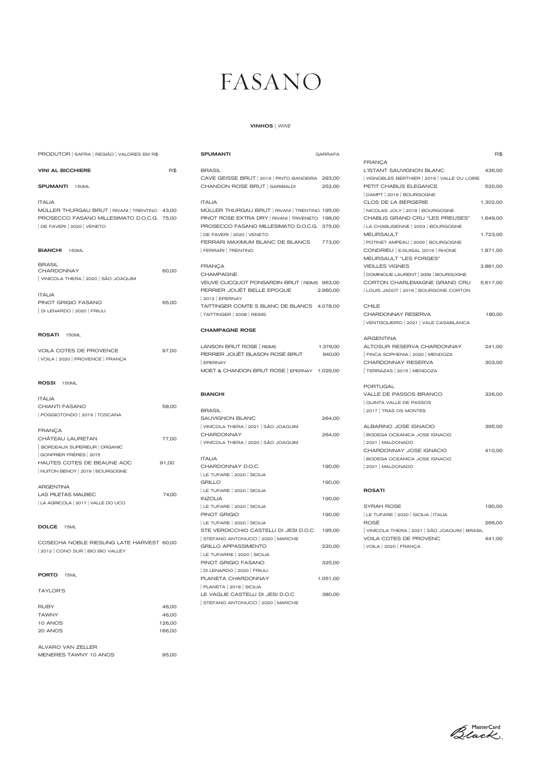# FASANO

**VINHOS** | *WINE*

PRODUTOR | SAFRA | REGIÃO | VALORES EM R$

## VINI AL BICCHIERE — R$

### SPUMANTI 150ML

ITALIA

| | |
|---|---|
| MÜLLER THURGAU BRUT \| RIVANI \| TRENTINO | 43,00 |
| PROSECCO FASANO MILLESIMATO D.O.C.G. \| DE FAVERI \| 2020 \| VENETO | 75,00 |

### BIANCHI 150ML

BRASIL

| | |
|---|---|
| CHARDONNAY \| VINÍCOLA THERA \| 2020 \| SÃO JOAQUIM | 60,00 |

ITALIA

| | |
|---|---|
| PINOT GRIGIO FASANO \| DI LENARDO \| 2020 \| FRIULI | 65,00 |

### ROSATI 150ML

| | |
|---|---|
| VOILA COTES DE PROVENCE \| VOILA \| 2020 \| PROVENCE \| FRANÇA | 97,00 |

### ROSSI 150ML

ITÁLIA

| | |
|---|---|
| CHIANTI FASANO \| POGGIOTONDO \| 2019 \| TOSCANA | 58,00 |

FRANÇA

| | |
|---|---|
| CHÂTEAU LAURETAN \| BORDEAUX SUPERIEUR \| ORGANIC \| GONFRIER FRÈRES \| 2015 | 77,00 |
| HAUTES COTES DE BEAUNE AOC \| NUITON BENOY \| 2019 \| BOURGOGNE | 91,00 |

ARGENTINA

| | |
|---|---|
| LAS PILETAS MALBEC \| LA AGRICOLA \| 2017 \| VALLE DO UCO | 74,00 |

### DOLCE 75ML

| | |
|---|---|
| COSECHA NOBLE RIESLING LATE HARVEST \| 2012 \| CONO SUR \| BIO BIO VALLEY | 60,00 |

### PORTO 75ML

TAYLOR'S

| | |
|---|---|
| RUBY | 46,00 |
| TAWNY | 46,00 |
| 10 ANOS | 126,00 |
| 20 ANOS | 186,00 |

ÁLVARO VAN ZELLER

| | |
|---|---|
| MENERES TAWNY 10 ANOS | 95,00 |

## SPUMANTI — GARRAFA

BRASIL

| | |
|---|---|
| CAVE GEISSE BRUT \| 2019 \| PINTO BANDEIRA | 293,00 |
| CHANDON ROSE BRUT \| GARIBALDI | 252,00 |

ITALIA

| | |
|---|---|
| MÜLLER THURGAU BRUT \| RIVANI \| TRENTINO | 195,00 |
| PINOT ROSE EXTRA DRY \| RIVANI \| TRIVENETO | 198,00 |
| PROSECCO FASANO MILLESIMATO D.O.C.G. \| DE FAVERI \| 2020 \| VENETO | 375,00 |
| FERRARI MAXIMUM BLANC DE BLANCS \| FERRARI \| TRENTINO | 773,00 |

FRANÇA

CHAMPAGNE

| | |
|---|---|
| VEUVE CLICQUOT PONSARDIN BRUT \| REIMS | 963,00 |
| PERRIER JOUËT BELLE EPOQUE \| 2012 \| EPERNAY | 2.960,00 |
| TAITTINGER COMTE S BLANC DE BLANCS \| TAITTINGER \| 2008 \| REIMS | 4.078,00 |

### CHAMPAGNE ROSE

| | |
|---|---|
| LANSON BRUT ROSE \| REIMS | 1.376,00 |
| PERRIER JOUËT BLASON ROSÉ BRUT \| EPERNAY | 940,00 |
| MOET & CHANDON BRUT ROSE \| EPERNAY | 1.029,00 |

## BIANCHI

BRASIL

| | |
|---|---|
| SAUVIGNON BLANC \| VINÍCOLA THERA \| 2021 \| SÃO JOAQUIM | 264,00 |
| CHARDONNAY \| VINÍCOLA THERA \| 2020 \| SÃO JOAQUIM | 264,00 |

ITALIA

| | |
|---|---|
| CHARDONNAY D.O.C \| LE TUFARE \| 2020 \| SICILIA | 190,00 |
| GRILLO \| LE TUFARE \| 2020 \| SICILIA | 190,00 |
| INZOLIA \| LE TUFARE \| 2020 \| SICILIA | 190,00 |
| PINOT GRIGIO \| LE TUFARE \| 2020 \| SICILIA | 190,00 |
| STE VERDICCHIO CASTELLI DI JESI D.O.C \| STEFANO ANTONUCCI \| 2020 \| MARCHE | 195,00 |
| GRILLO APPASSIMENTO \| LE TUFARRE \| 2020 \| SICILIA | 220,00 |
| PINOT GRIGIO FASANO \| DI LENARDO \| 2020 \| FRIULI | 325,00 |
| PLANETA CHARDONNAY \| PLANETA \| 2018 \| SICILIA | 1.051,00 |
| LE VAGLIE CASTELLI DI JESI D.O.C \| STEFANO ANTONUCCI \| 2020 \| MARCHE | 380,00 |

FRANÇA — R$

| | |
|---|---|
| L'ISTANT SAUVIGNON BLANC \| VIGNOBLES BERTHIER \| 2019 \| VALLE DU LOIRE | 436,00 |
| PETIT CHABLIS ELEGANCE \| DAMPT \| 2019 \| BOURGOGNE | 520,00 |
| CLOS DE LA BERGERIE \| NICOLAS JOLY \| 2018 \| BOURGOGNE | 1.302,00 |
| CHABLIS GRAND CRU "LES PREUSES" \| LA CHABLISIENNE \| 2003 \| BOURGOGNE | 1.649,00 |
| MEURSAULT \| POTINET AMPEAU \| 2000 \| BOURGOGNE | 1.723,00 |
| CONDRIEU \| E.GUIGAL \|2016 \| RHONE | 1.871,00 |
| MEURSAULT "LES FORGES" VIEILLES VIGNES \| DOMINIQUE LAURENT \| 2009 \| BOURGOGNE | 2.881,00 |
| CORTON CHARLEMAGNE GRAND CRU \| LOUIS JADOT \| 2016 \| BOURGONE CORTON | 5.617,00 |

CHILE

| | |
|---|---|
| CHARDONNAY RESERVA \| VENTISQUEIRO \| 2021 \| VALE CASABLANCA | 180,00 |

ARGENTINA

| | |
|---|---|
| ALTOSUR RESERVA CHARDONNAY \| FINCA SOPHENIA \| 2020 \| MENDOZA | 241,00 |
| CHARDONNAY RESERVA \| TERRAZAS \| 2015 \| MENDOZA | 303,00 |

PORTUGAL

| | |
|---|---|
| VALLE DE PASSOS BRANCO \| QUINTA VALLE DE PASSOS \| 2017 \| TRAS OS MONTES | 326,00 |
| ALBARINO JOSE IGNACIO \| BODEGA OCEANICA JOSE IGNACIO \| 2021 \| MALDONADO | 395,00 |
| CHARDONNAY JOSE IGNACIO \| BODEGA OCEANICA JOSE IGNACIO \| 2021 \| MALDONADO | 410,00 |

## ROSATI

| | |
|---|---|
| SYRAH ROSE \| LE TUFARE \| 2020 \| SICILIA \| ITALIA | 190,00 |
| ROSÉ \| VINÍCOLA THERA \| 2021 \| SÃO JOAQUIM \| BRASIL | 266,00 |
| VOILA COTES DE PROVENC \| VOILA \| 2020 \| FRANÇA | 441,00 |

MasterCard Black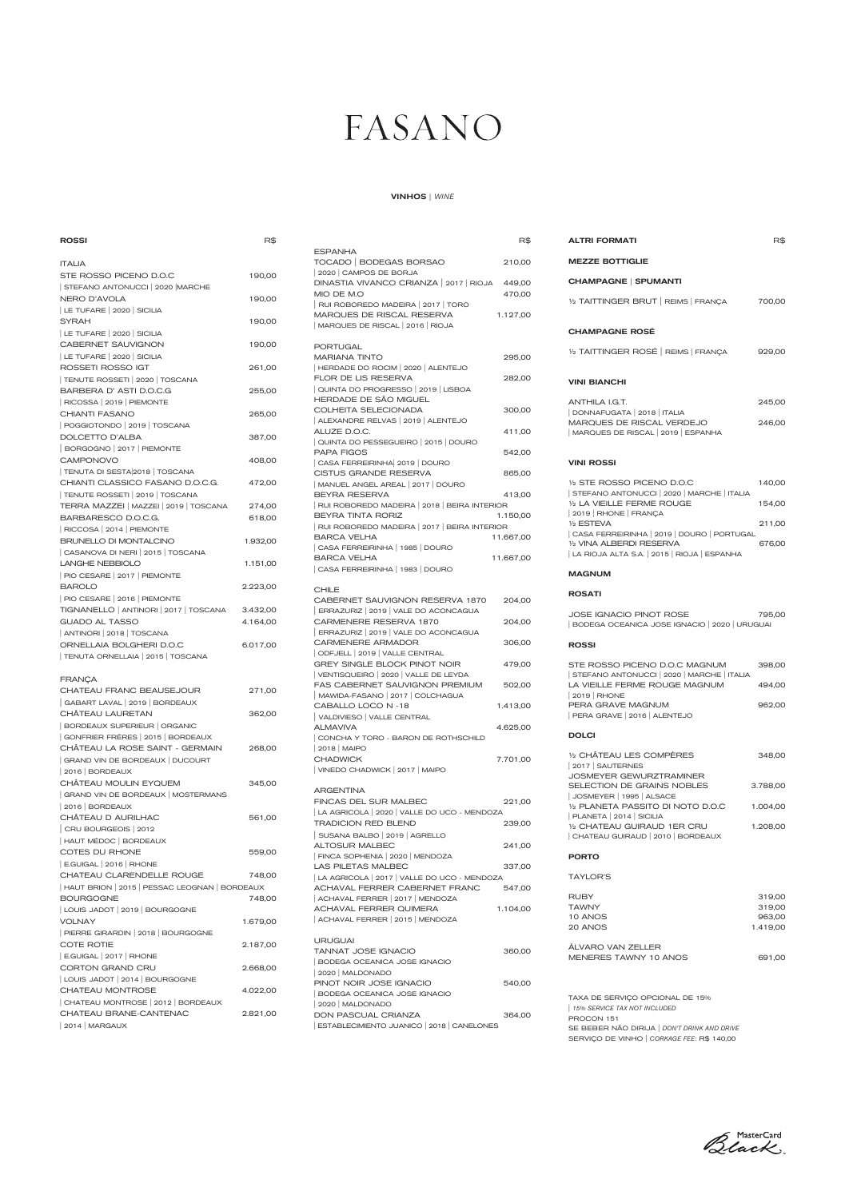# FASANO

**VINHOS** | *WINE*

**ROSSI** R$

ITALIA

| Vinho | R$ |
|---|---|
| STE ROSSO PICENO D.O.C<br>\| STEFANO ANTONUCCI \| 2020 \|MARCHE | 190,00 |
| NERO D'AVOLA<br>\| LE TUFARE \| 2020 \| SICILIA | 190,00 |
| SYRAH<br>\| LE TUFARE \| 2020 \| SICILIA | 190,00 |
| CABERNET SAUVIGNON<br>\| LE TUFARE \| 2020 \| SICILIA | 190,00 |
| ROSSETI ROSSO IGT<br>\| TENUTE ROSSETI \| 2020 \| TOSCANA | 261,00 |
| BARBERA D' ASTI D.O.C.G<br>\| RICOSSA \| 2019 \| PIEMONTE | 255,00 |
| CHIANTI FASANO<br>\| POGGIOTONDO \| 2019 \| TOSCANA | 265,00 |
| DOLCETTO D'ALBA<br>\| BORGOGNO \| 2017 \| PIEMONTE | 387,00 |
| CAMPONOVO<br>\| TENUTA DI SESTA\|2018 \| TOSCANA | 408,00 |
| CHIANTI CLASSICO FASANO D.O.C.G.<br>\| TENUTE ROSSETI \| 2019 \| TOSCANA | 472,00 |
| TERRA MAZZEI \| MAZZEI \| 2019 \| TOSCANA | 274,00 |
| BARBARESCO D.O.C.G.<br>\| RICCOSSA \| 2014 \| PIEMONTE | 618,00 |
| BRUNELLO DI MONTALCINO<br>\| CASANOVA DI NERI \| 2015 \| TOSCANA | 1.932,00 |
| LANGHE NEBBIOLO<br>\| PIO CESARE \| 2017 \| PIEMONTE | 1.151,00 |
| BAROLO<br>\| PIO CESARE \| 2016 \| PIEMONTE | 2.223,00 |
| TIGNANELLO \| ANTINORI \| 2017 \| TOSCANA | 3.432,00 |
| GUADO AL TASSO<br>\| ANTINORI \| 2018 \| TOSCANA | 4.164,00 |
| ORNELLAIA BOLGHERI D.O.C<br>\| TENUTA ORNELLAIA \| 2015 \| TOSCANA | 6.017,00 |

FRANÇA

| Vinho | R$ |
|---|---|
| CHATEAU FRANC BEAUSEJOUR<br>\| GABART LAVAL \| 2019 \| BORDEAUX | 271,00 |
| CHÂTEAU LAURETAN<br>\| BORDEAUX SUPERIEUR \| ORGANIC<br>\| GONFRIER FRÉRES \| 2015 \| BORDEAUX | 362,00 |
| CHÂTEAU LA ROSE SAINT - GERMAIN<br>\| GRAND VIN DE BORDEAUX \| DUCOURT<br>\| 2016 \| BORDEAUX | 268,00 |
| CHÂTEAU MOULIN EYQUEM<br>\| GRAND VIN DE BORDEAUX \| MOSTERMANS<br>\| 2016 \| BORDEAUX | 345,00 |
| CHÂTEAU D AURILHAC<br>\| CRU BOURGEOIS \| 2012<br>\| HAUT MÉDOC \| BORDEAUX | 561,00 |
| COTES DU RHONE<br>\| E.GUIGAL \| 2016 \| RHONE | 559,00 |
| CHATEAU CLARENDELLE ROUGE<br>\| HAUT BRION \| 2015 \| PESSAC LEOGNAN \| BORDEAUX | 748,00 |
| BOURGOGNE<br>\| LOUIS JADOT \| 2019 \| BOURGOGNE | 748,00 |
| VOLNAY<br>\| PIERRE GIRARDIN \| 2018 \| BOURGOGNE | 1.679,00 |
| COTE ROTIE<br>\| E.GUIGAL \| 2017 \| RHONE | 2.187,00 |
| CORTON GRAND CRU<br>\| LOUIS JADOT \| 2014 \| BOURGOGNE | 2.668,00 |
| CHATEAU MONTROSE<br>\| CHATEAU MONTROSE \| 2012 \| BORDEAUX | 4.022,00 |
| CHATEAU BRANE-CANTENAC<br>\| 2014 \| MARGAUX | 2.821,00 |

ESPANHA

| Vinho | R$ |
|---|---|
| TOCADO \| BODEGAS BORSAO<br>\| 2020 \| CAMPOS DE BORJA | 210,00 |
| DINASTIA VIVANCO CRIANZA \| 2017 \| RIOJA | 449,00 |
| MIO DE M.O<br>\| RUI ROBOREDO MADEIRA \| 2017 \| TORO | 470,00 |
| MARQUES DE RISCAL RESERVA<br>\| MARQUES DE RISCAL \| 2016 \| RIOJA | 1.127,00 |

PORTUGAL

| Vinho | R$ |
|---|---|
| MARIANA TINTO<br>\| HERDADE DO ROCIM \| 2020 \| ALENTEJO | 295,00 |
| FLOR DE LIS RESERVA<br>\| QUINTA DO PROGRESSO \| 2019 \| LISBOA | 282,00 |
| HERDADE DE SÃO MIGUEL<br>COLHEITA SELECIONADA<br>\| ALEXANDRE RELVAS \| 2019 \| ALENTEJO | 300,00 |
| ALUZE D.O.C.<br>\| QUINTA DO PESSEGUEIRO \| 2015 \| DOURO | 411,00 |
| PAPA FIGOS<br>\| CASA FERREIRINHA\| 2019 \| DOURO | 542,00 |
| CISTUS GRANDE RESERVA<br>\| MANUEL ANGEL AREAL \| 2017 \| DOURO | 865,00 |
| BEYRA RESERVA<br>\| RUI ROBOREDO MADEIRA \| 2018 \| BEIRA INTERIOR | 413,00 |
| BEYRA TINTA RORIZ<br>\| RUI ROBOREDO MADEIRA \| 2017 \| BEIRA INTERIOR | 1.150,00 |
| BARCA VELHA<br>\| CASA FERREIRINHA \| 1985 \| DOURO | 11.667,00 |
| BARCA VELHA<br>\| CASA FERREIRINHA \| 1983 \| DOURO | 11.667,00 |

CHILE

| Vinho | R$ |
|---|---|
| CABERNET SAUVIGNON RESERVA 1870<br>\| ERRAZURIZ \| 2019 \| VALE DO ACONCAGUA | 204,00 |
| CARMENERE RESERVA 1870<br>\| ERRAZURIZ \| 2019 \| VALE DO ACONCAGUA | 204,00 |
| CARMENERE ARMADOR<br>\| ODFJELL \| 2019 \| VALLE CENTRAL | 306,00 |
| GREY SINGLE BLOCK PINOT NOIR<br>\| VENTISQUEIRO \| 2020 \| VALLE DE LEYDA | 479,00 |
| FAS CABERNET SAUVIGNON PREMIUM<br>\| MAWIDA-FASANO \| 2017 \| COLCHAGUA | 502,00 |
| CABALLO LOCO N -18<br>\| VALDIVIESO \| VALLE CENTRAL | 1.413,00 |
| ALMAVIVA<br>\| CONCHA Y TORO - BARON DE ROTHSCHILD<br>\| 2018 \| MAIPO | 4.625,00 |
| CHADWICK<br>\| VINEDO CHADWICK \| 2017 \| MAIPO | 7.701,00 |

ARGENTINA

| Vinho | R$ |
|---|---|
| FINCAS DEL SUR MALBEC<br>\| LA AGRICOLA \| 2020 \| VALLE DO UCO - MENDOZA | 221,00 |
| TRADICION RED BLEND<br>\| SUSANA BALBO \| 2019 \| AGRELLO | 239,00 |
| ALTOSUR MALBEC<br>\| FINCA SOPHENIA \| 2020 \| MENDOZA | 241,00 |
| LAS PILETAS MALBEC<br>\| LA AGRICOLA \| 2017 \| VALLE DO UCO - MENDOZA | 337,00 |
| ACHAVAL FERRER CABERNET FRANC<br>\| ACHAVAL FERRER \| 2017 \| MENDOZA | 547,00 |
| ACHAVAL FERRER QUIMERA<br>\| ACHAVAL FERRER \| 2015 \| MENDOZA | 1.104,00 |

URUGUAI

| Vinho | R$ |
|---|---|
| TANNAT JOSE IGNACIO<br>\| BODEGA OCEANICA JOSE IGNACIO<br>\| 2020 \| MALDONADO | 360,00 |
| PINOT NOIR JOSE IGNACIO<br>\| BODEGA OCEANICA JOSE IGNACIO<br>\| 2020 \| MALDONADO | 540,00 |
| DON PASCUAL CRIANZA<br>\| ESTABLECIMIENTO JUANICO \| 2018 \| CANELONES | 364,00 |

**ALTRI FORMATI** R$

**MEZZE BOTTIGLIE**

**CHAMPAGNE | SPUMANTI**

| Vinho | R$ |
|---|---|
| ½ TAITTINGER BRUT \| REIMS \| FRANÇA | 700,00 |

**CHAMPAGNE ROSÉ**

| Vinho | R$ |
|---|---|
| ½ TAITTINGER ROSÉ \| REIMS \| FRANÇA | 929,00 |

**VINI BIANCHI**

| Vinho | R$ |
|---|---|
| ANTHILA I.G.T.<br>\| DONNAFUGATA \| 2018 \| ITALIA | 245,00 |
| MARQUES DE RISCAL VERDEJO<br>\| MARQUES DE RISCAL \| 2019 \| ESPANHA | 246,00 |

**VINI ROSSI**

| Vinho | R$ |
|---|---|
| ½ STE ROSSO PICENO D.O.C<br>\| STEFANO ANTONUCCI \| 2020 \| MARCHE \| ITALIA | 140,00 |
| ½ LA VIEILLE FERME ROUGE<br>\| 2019 \| RHONE \| FRANÇA | 154,00 |
| ½ ESTEVA<br>\| CASA FERREIRINHA \| 2019 \| DOURO \| PORTUGAL | 211,00 |
| ½ VINA ALBERDI RESERVA<br>\| LA RIOJA ALTA S.A. \| 2015 \| RIOJA \| ESPANHA | 676,00 |

**MAGNUM**

**ROSATI**

| Vinho | R$ |
|---|---|
| JOSE IGNACIO PINOT ROSE<br>\| BODEGA OCEANICA JOSE IGNACIO \| 2020 \| URUGUAI | 795,00 |

**ROSSI**

| Vinho | R$ |
|---|---|
| STE ROSSO PICENO D.O.C MAGNUM<br>\| STEFANO ANTONUCCI \| 2020 \| MARCHE \| ITALIA | 398,00 |
| LA VIEILLE FERME ROUGE MAGNUM<br>\| 2019 \| RHONE | 494,00 |
| PERA GRAVE MAGNUM<br>\| PERA GRAVE \| 2016 \| ALENTEJO | 962,00 |

**DOLCI**

| Vinho | R$ |
|---|---|
| ½ CHÂTEAU LES COMPÈRES<br>\| 2017 \| SAUTERNES | 348,00 |
| JOSMEYER GEWURZTRAMINER<br>SELECTION DE GRAINS NOBLES<br>\| JOSMEYER \| 1995 \| ALSACE | 3.788,00 |
| ½ PLANETA PASSITO DI NOTO D.O.C<br>\| PLANETA \| 2014 \| SICILIA | 1.004,00 |
| ½ CHATEAU GUIRAUD 1ER CRU<br>\| CHATEAU GUIRAUD \| 2010 \| BORDEAUX | 1.208,00 |

**PORTO**

TAYLOR'S

| Vinho | R$ |
|---|---|
| RUBY | 319,00 |
| TAWNY | 319,00 |
| 10 ANOS | 963,00 |
| 20 ANOS | 1.419,00 |

| Vinho | R$ |
|---|---|
| ÁLVARO VAN ZELLER<br>MENERES TAWNY 10 ANOS | 691,00 |

TAXA DE SERVIÇO OPCIONAL DE 15%
| *15% SERVICE TAX NOT INCLUDED*
PROCON 151
SE BEBER NÃO DIRIJA | *DON'T DRINK AND DRIVE*
SERVIÇO DE VINHO | *CORKAGE FEE*: R$ 140,00

MasterCard Black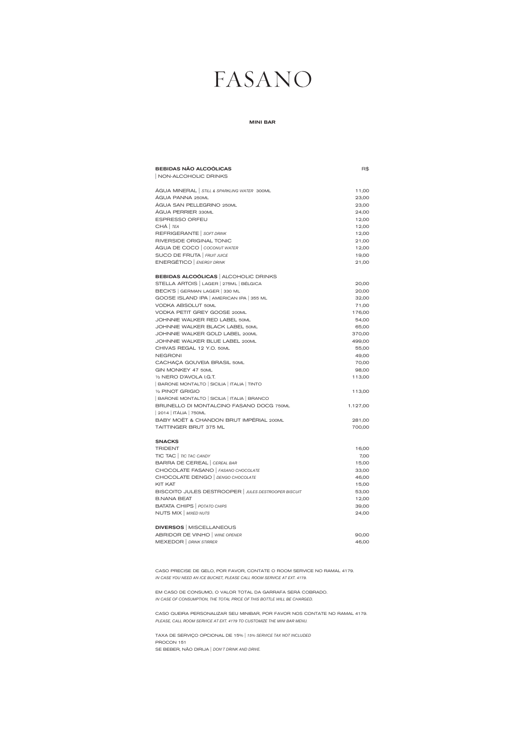# FASANO

**MINI BAR**

| **BEBIDAS NÃO ALCOÓLICAS** \| NON-ALCOHOLIC DRINKS | R$ |
|---|---|
| ÁGUA MINERAL \| *STILL & SPARKLING WATER* 300ML | 11,00 |
| ÁGUA PANNA 250ML | 23,00 |
| ÁGUA SAN PELLEGRINO 250ML | 23,00 |
| ÁGUA PERRIER 330ML | 24,00 |
| ESPRESSO ORFEU | 12,00 |
| CHÁ \| *TEA* | 12,00 |
| REFRIGERANTE \| *SOFT DRINK* | 12,00 |
| RIVERSIDE ORIGINAL TONIC | 21,00 |
| ÁGUA DE COCO \| *COCONUT WATER* | 12,00 |
| SUCO DE FRUTA \| *FRUIT JUICE* | 19,00 |
| ENERGÉTICO \| *ENERGY DRINK* | 21,00 |

| **BEBIDAS ALCOÓLICAS** \| ALCOHOLIC DRINKS | |
|---|---|
| STELLA ARTOIS \| LAGER \| 275ML \| BÉLGICA | 20,00 |
| BECK'S \| GERMAN LAGER \| 330 ML | 20,00 |
| GOOSE ISLAND IPA \| AMERICAN IPA \| 355 ML | 32,00 |
| VODKA ABSOLUT 50ML | 71,00 |
| VODKA PETIT GREY GOOSE 200ML | 176,00 |
| JOHNNIE WALKER RED LABEL 50ML | 54,00 |
| JOHNNIE WALKER BLACK LABEL 50ML | 65,00 |
| JOHNNIE WALKER GOLD LABEL 200ML | 370,00 |
| JOHNNIE WALKER BLUE LABEL 200ML | 499,00 |
| CHIVAS REGAL 12 Y.O. 50ML | 55,00 |
| NEGRONI | 49,00 |
| CACHAÇA GOUVEIA BRASIL 50ML | 70,00 |
| GIN MONKEY 47 50ML | 98,00 |
| ½ NERO D'AVOLA I.G.T. \| BARONE MONTALTO \| SICILIA \| ITALIA \| TINTO | 113,00 |
| ½ PINOT GRIGIO \| BARONE MONTALTO \| SICILIA \| ITALIA \| BRANCO | 113,00 |
| BRUNELLO DI MONTALCINO FASANO DOCG 750ML \| 2014 \| ITÁLIA \| 750ML | 1.127,00 |
| BABY MOËT & CHANDON BRUT IMPÉRIAL 200ML | 281,00 |
| TAITTINGER BRUT 375 ML | 700,00 |

| **SNACKS** | |
|---|---|
| TRIDENT | 16,00 |
| TIC TAC \| *TIC TAC CANDY* | 7,00 |
| BARRA DE CEREAL \| *CEREAL BAR* | 15,00 |
| CHOCOLATE FASANO \| *FASANO CHOCOLATE* | 33,00 |
| CHOCOLATE DENGO \| *DENGO CHOCOLATE* | 46,00 |
| KIT KAT | 15,00 |
| BISCOITO JULES DESTROOPER \| *JULES DESTROOPER BISCUIT* | 53,00 |
| B.NANA BEAT | 12,00 |
| BATATA CHIPS \| *POTATO CHIPS* | 39,00 |
| NUTS MIX \| *MIXED NUTS* | 24,00 |

| **DIVERSOS** \| MISCELLANEOUS | |
|---|---|
| ABRIDOR DE VINHO \| *WINE OPENER* | 90,00 |
| MEXEDOR \| *DRINK STIRRER* | 46,00 |

CASO PRECISE DE GELO, POR FAVOR, CONTATE O ROOM SERVICE NO RAMAL 4179.
*IN CASE YOU NEED AN ICE BUCKET, PLEASE CALL ROOM SERVICE AT EXT. 4179.*

EM CASO DE CONSUMO, O VALOR TOTAL DA GARRAFA SERÁ COBRADO.
*IN CASE OF CONSUMPTION, THE TOTAL PRICE OF THIS BOTTLE WILL BE CHARGED.*

CASO QUEIRA PERSONALIZAR SEU MINIBAR, POR FAVOR NOS CONTATE NO RAMAL 4179.
*PLEASE, CALL ROOM SERVICE AT EXT. 4179 TO CUSTOMIZE THE MINI BAR MENU.*

TAXA DE SERVIÇO OPCIONAL DE 15% | *15% SERVICE TAX NOT INCLUDED*
PROCON 151
SE BEBER, NÃO DIRIJA | *DON'T DRINK AND DRIVE.*